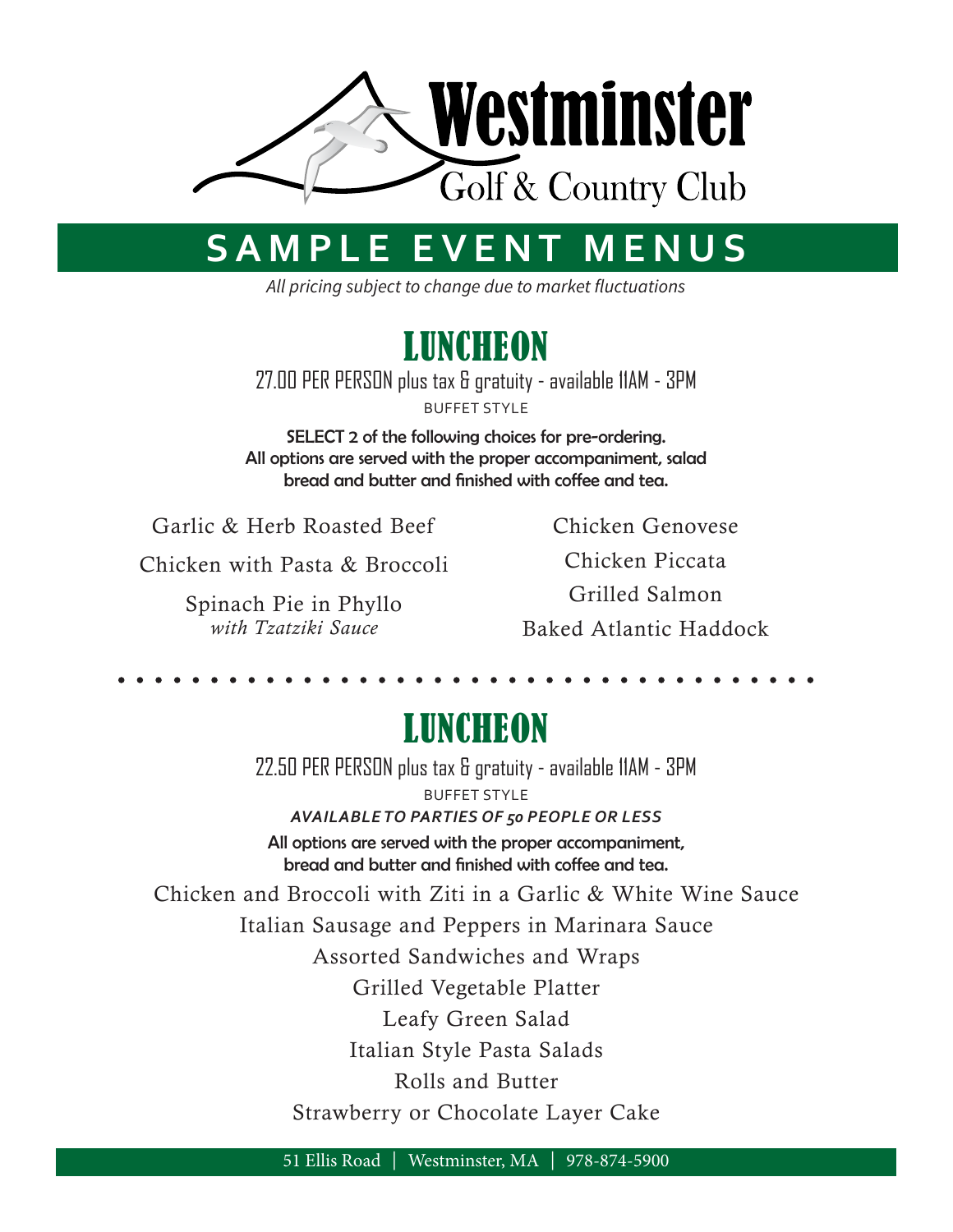Westminster
Golf & Country Club

# SAMPLE EVENT MENUS

*All pricing subject to change due to market fluctuations*

## LUNCHEON

27.00 PER PERSON plus tax & gratuity - available 11AM - 3PM

BUFFET STYLE

**SELECT 2 of the following choices for pre-ordering.**
**All options are served with the proper accompaniment, salad bread and butter and finished with coffee and tea.**

Garlic & Herb Roasted Beef

Chicken with Pasta & Broccoli

Spinach Pie in Phyllo
*with Tzatziki Sauce*

Chicken Genovese

Chicken Piccata

Grilled Salmon

Baked Atlantic Haddock

## LUNCHEON

22.50 PER PERSON plus tax & gratuity - available 11AM - 3PM

BUFFET STYLE

***AVAILABLE TO PARTIES OF 50 PEOPLE OR LESS***

**All options are served with the proper accompaniment, bread and butter and finished with coffee and tea.**

Chicken and Broccoli with Ziti in a Garlic & White Wine Sauce

Italian Sausage and Peppers in Marinara Sauce

Assorted Sandwiches and Wraps

Grilled Vegetable Platter

Leafy Green Salad

Italian Style Pasta Salads

Rolls and Butter

Strawberry or Chocolate Layer Cake

51 Ellis Road | Westminster, MA | 978-874-5900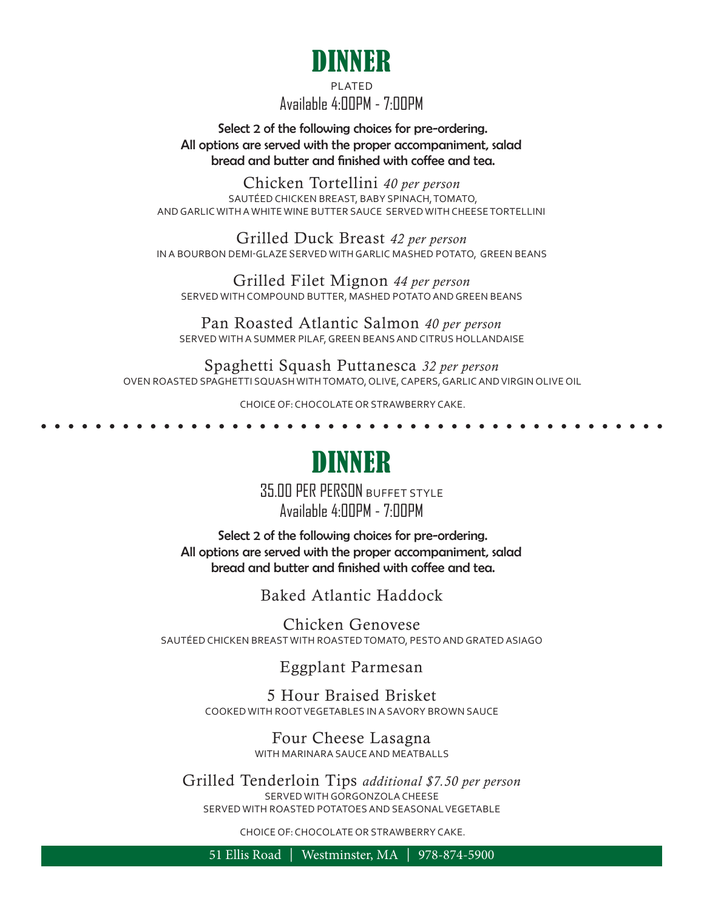# DINNER

PLATED
Available 4:00PM - 7:00PM

**Select 2 of the following choices for pre-ordering. All options are served with the proper accompaniment, salad bread and butter and finished with coffee and tea.**

### Chicken Tortellini *40 per person*

SAUTÉED CHICKEN BREAST, BABY SPINACH, TOMATO, AND GARLIC WITH A WHITE WINE BUTTER SAUCE SERVED WITH CHEESE TORTELLINI

### Grilled Duck Breast *42 per person*

IN A BOURBON DEMI-GLAZE SERVED WITH GARLIC MASHED POTATO, GREEN BEANS

### Grilled Filet Mignon *44 per person*

SERVED WITH COMPOUND BUTTER, MASHED POTATO AND GREEN BEANS

### Pan Roasted Atlantic Salmon *40 per person*

SERVED WITH A SUMMER PILAF, GREEN BEANS AND CITRUS HOLLANDAISE

### Spaghetti Squash Puttanesca *32 per person*

OVEN ROASTED SPAGHETTI SQUASH WITH TOMATO, OLIVE, CAPERS, GARLIC AND VIRGIN OLIVE OIL

CHOICE OF: CHOCOLATE OR STRAWBERRY CAKE.

# DINNER

35.00 PER PERSON BUFFET STYLE
Available 4:00PM - 7:00PM

**Select 2 of the following choices for pre-ordering. All options are served with the proper accompaniment, salad bread and butter and finished with coffee and tea.**

### Baked Atlantic Haddock

### Chicken Genovese

SAUTÉED CHICKEN BREAST WITH ROASTED TOMATO, PESTO AND GRATED ASIAGO

### Eggplant Parmesan

### 5 Hour Braised Brisket

COOKED WITH ROOT VEGETABLES IN A SAVORY BROWN SAUCE

### Four Cheese Lasagna

WITH MARINARA SAUCE AND MEATBALLS

### Grilled Tenderloin Tips *additional $7.50 per person*

SERVED WITH GORGONZOLA CHEESE
SERVED WITH ROASTED POTATOES AND SEASONAL VEGETABLE

CHOICE OF: CHOCOLATE OR STRAWBERRY CAKE.

51 Ellis Road | Westminster, MA | 978-874-5900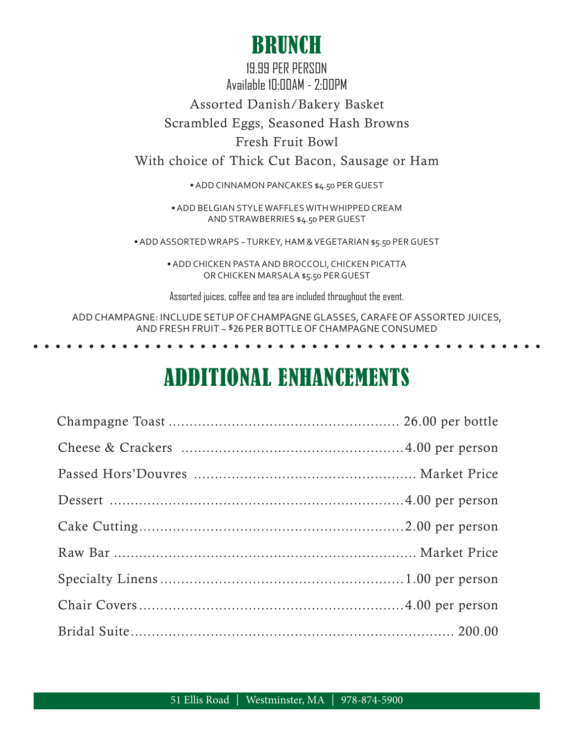# BRUNCH

19.99 PER PERSON

Available 10:00AM - 2:00PM

Assorted Danish/Bakery Basket

Scrambled Eggs, Seasoned Hash Browns

Fresh Fruit Bowl

With choice of Thick Cut Bacon, Sausage or Ham

• ADD CINNAMON PANCAKES $4.50 PER GUEST

• ADD BELGIAN STYLE WAFFLES WITH WHIPPED CREAM AND STRAWBERRIES $4.50 PER GUEST

• ADD ASSORTED WRAPS ~ TURKEY, HAM & VEGETARIAN $5.50 PER GUEST

• ADD CHICKEN PASTA AND BROCCOLI, CHICKEN PICATTA OR CHICKEN MARSALA $5.50 PER GUEST

Assorted juices, coffee and tea are included throughout the event.

ADD CHAMPAGNE: INCLUDE SETUP OF CHAMPAGNE GLASSES, CARAFE OF ASSORTED JUICES, AND FRESH FRUIT ~ $26 PER BOTTLE OF CHAMPAGNE CONSUMED

# ADDITIONAL ENHANCEMENTS

| | |
|---|---|
| Champagne Toast | 26.00 per bottle |
| Cheese & Crackers | 4.00 per person |
| Passed Hors'Douvres | Market Price |
| Dessert | 4.00 per person |
| Cake Cutting | 2.00 per person |
| Raw Bar | Market Price |
| Specialty Linens | 1.00 per person |
| Chair Covers | 4.00 per person |
| Bridal Suite | 200.00 |

51 Ellis Road | Westminster, MA | 978-874-5900